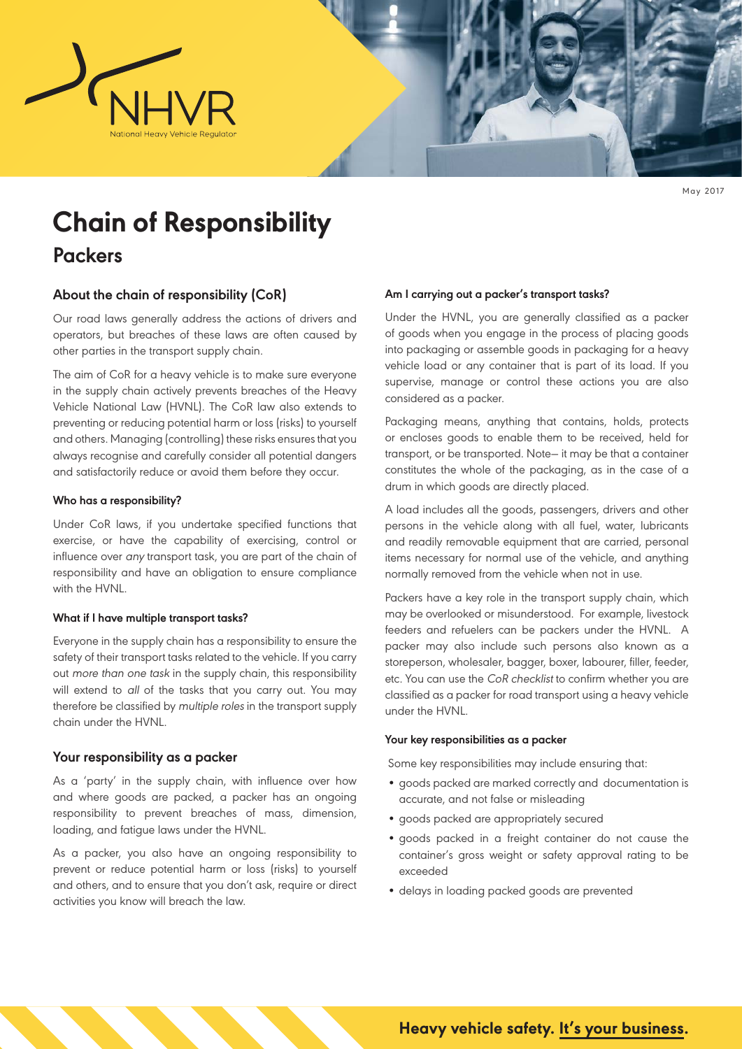NHVR

National Heavy Vehicle Regulator

May 2017

# Chain of Responsibility

## Packers

### About the chain of responsibility (CoR)

Our road laws generally address the actions of drivers and operators, but breaches of these laws are often caused by other parties in the transport supply chain.

The aim of CoR for a heavy vehicle is to make sure everyone in the supply chain actively prevents breaches of the Heavy Vehicle National Law (HVNL). The CoR law also extends to preventing or reducing potential harm or loss (risks) to yourself and others. Managing (controlling) these risks ensures that you always recognise and carefully consider all potential dangers and satisfactorily reduce or avoid them before they occur.

#### Who has a responsibility?

Under CoR laws, if you undertake specified functions that exercise, or have the capability of exercising, control or influence over *any* transport task, you are part of the chain of responsibility and have an obligation to ensure compliance with the HVNL.

#### What if I have multiple transport tasks?

Everyone in the supply chain has a responsibility to ensure the safety of their transport tasks related to the vehicle. If you carry out *more than one task* in the supply chain, this responsibility will extend to *all* of the tasks that you carry out. You may therefore be classified by *multiple roles* in the transport supply chain under the HVNL.

### Your responsibility as a packer

As a 'party' in the supply chain, with influence over how and where goods are packed, a packer has an ongoing responsibility to prevent breaches of mass, dimension, loading, and fatigue laws under the HVNL.

As a packer, you also have an ongoing responsibility to prevent or reduce potential harm or loss (risks) to yourself and others, and to ensure that you don't ask, require or direct activities you know will breach the law.

#### Am I carrying out a packer's transport tasks?

Under the HVNL, you are generally classified as a packer of goods when you engage in the process of placing goods into packaging or assemble goods in packaging for a heavy vehicle load or any container that is part of its load. If you supervise, manage or control these actions you are also considered as a packer.

Packaging means, anything that contains, holds, protects or encloses goods to enable them to be received, held for transport, or be transported. Note– it may be that a container constitutes the whole of the packaging, as in the case of a drum in which goods are directly placed.

A load includes all the goods, passengers, drivers and other persons in the vehicle along with all fuel, water, lubricants and readily removable equipment that are carried, personal items necessary for normal use of the vehicle, and anything normally removed from the vehicle when not in use.

Packers have a key role in the transport supply chain, which may be overlooked or misunderstood. For example, livestock feeders and refuelers can be packers under the HVNL. A packer may also include such persons also known as a storeperson, wholesaler, bagger, boxer, labourer, filler, feeder, etc. You can use the *CoR checklist* to confirm whether you are classified as a packer for road transport using a heavy vehicle under the HVNL.

#### Your key responsibilities as a packer

Some key responsibilities may include ensuring that:

- goods packed are marked correctly and documentation is accurate, and not false or misleading
- goods packed are appropriately secured
- goods packed in a freight container do not cause the container's gross weight or safety approval rating to be exceeded
- delays in loading packed goods are prevented

**Heavy vehicle safety. It's your business.**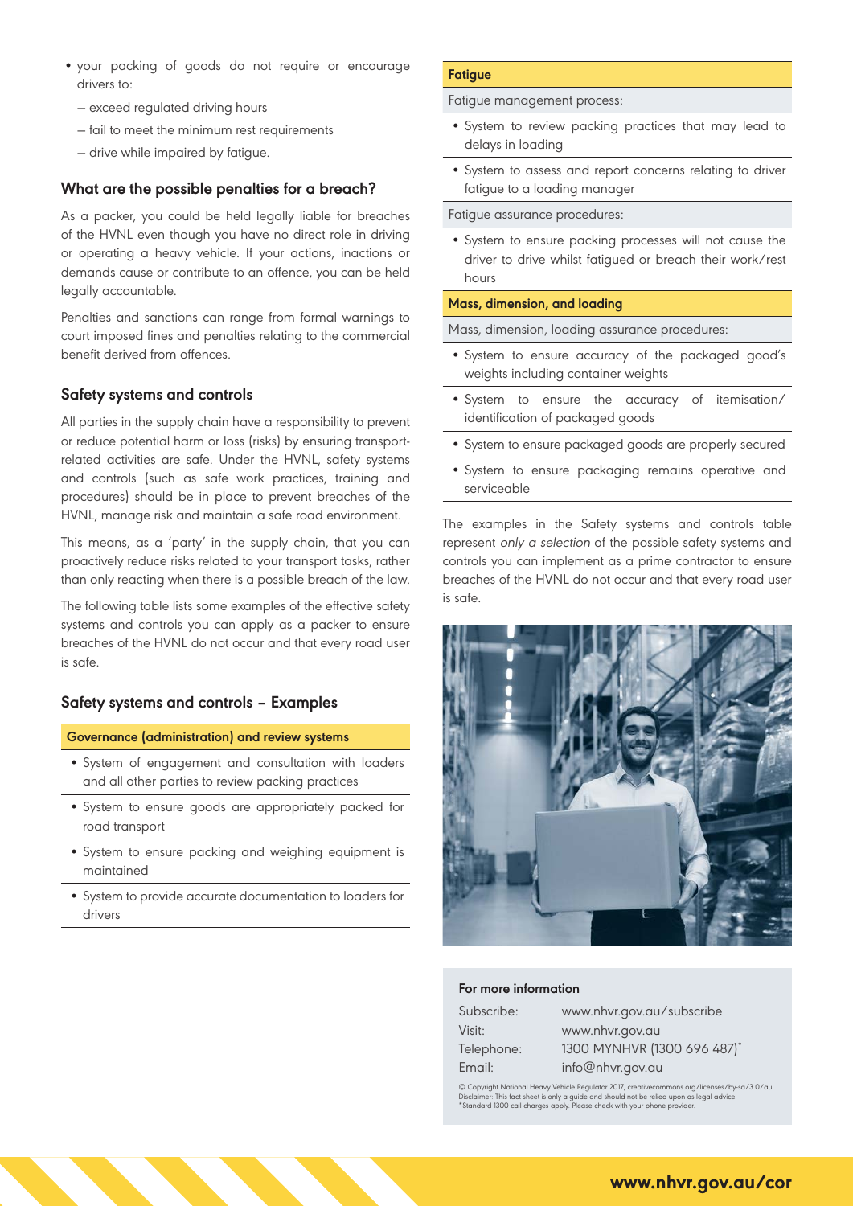- your packing of goods do not require or encourage drivers to:
  - exceed regulated driving hours
  - fail to meet the minimum rest requirements
  - drive while impaired by fatigue.

### What are the possible penalties for a breach?

As a packer, you could be held legally liable for breaches of the HVNL even though you have no direct role in driving or operating a heavy vehicle. If your actions, inactions or demands cause or contribute to an offence, you can be held legally accountable.

Penalties and sanctions can range from formal warnings to court imposed fines and penalties relating to the commercial benefit derived from offences.

### Safety systems and controls

All parties in the supply chain have a responsibility to prevent or reduce potential harm or loss (risks) by ensuring transport-related activities are safe. Under the HVNL, safety systems and controls (such as safe work practices, training and procedures) should be in place to prevent breaches of the HVNL, manage risk and maintain a safe road environment.

This means, as a 'party' in the supply chain, that you can proactively reduce risks related to your transport tasks, rather than only reacting when there is a possible breach of the law.

The following table lists some examples of the effective safety systems and controls you can apply as a packer to ensure breaches of the HVNL do not occur and that every road user is safe.

### Safety systems and controls – Examples

| Governance (administration) and review systems |
| --- |
| • System of engagement and consultation with loaders and all other parties to review packing practices |
| • System to ensure goods are appropriately packed for road transport |
| • System to ensure packing and weighing equipment is maintained |
| • System to provide accurate documentation to loaders for drivers |
| **Fatigue** |
| Fatigue management process: |
| • System to review packing practices that may lead to delays in loading |
| • System to assess and report concerns relating to driver fatigue to a loading manager |
| Fatigue assurance procedures: |
| • System to ensure packing processes will not cause the driver to drive whilst fatigued or breach their work/rest hours |
| **Mass, dimension, and loading** |
| Mass, dimension, loading assurance procedures: |
| • System to ensure accuracy of the packaged good's weights including container weights |
| • System to ensure the accuracy of itemisation/identification of packaged goods |
| • System to ensure packaged goods are properly secured |
| • System to ensure packaging remains operative and serviceable |

The examples in the Safety systems and controls table represent *only a selection* of the possible safety systems and controls you can implement as a prime contractor to ensure breaches of the HVNL do not occur and that every road user is safe.

#### For more information

| | |
| --- | --- |
| Subscribe: | www.nhvr.gov.au/subscribe |
| Visit: | www.nhvr.gov.au |
| Telephone: | 1300 MYNHVR (1300 696 487)* |
| Email: | info@nhvr.gov.au |

© Copyright National Heavy Vehicle Regulator 2017, creativecommons.org/licenses/by-sa/3.0/au
Disclaimer: This fact sheet is only a guide and should not be relied upon as legal advice.
*Standard 1300 call charges apply. Please check with your phone provider.

**www.nhvr.gov.au/cor**